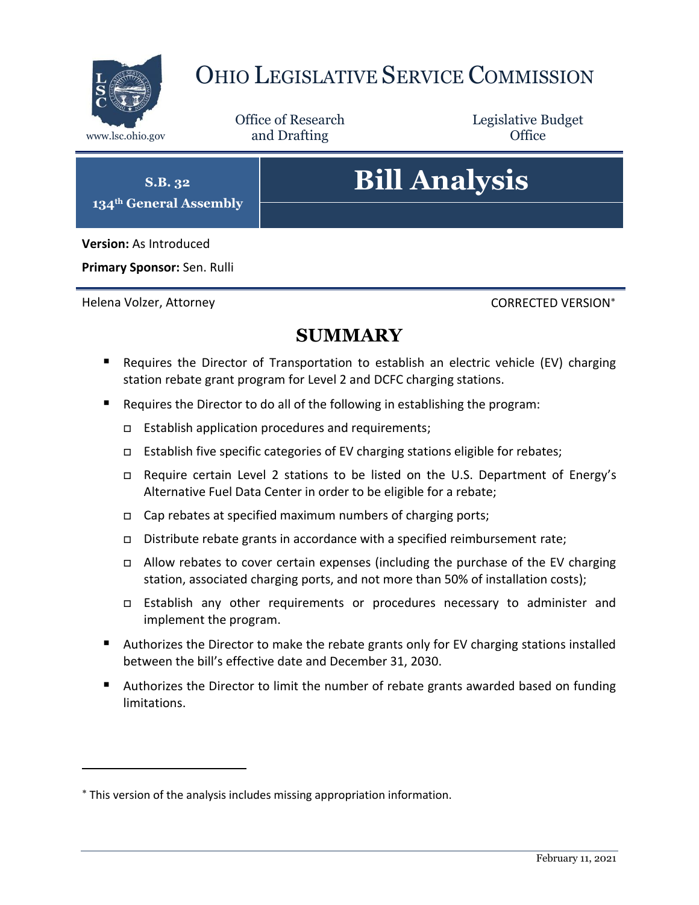# OHIO LEGISLATIVE SERVICE COMMISSION

www.lsc.ohio.gov

Office of Research and Drafting

Legislative Budget Office

**S.B. 32**
**134th General Assembly**

# Bill Analysis

**Version:** As Introduced

**Primary Sponsor:** Sen. Rulli

Helena Volzer, Attorney

CORRECTED VERSION*

## SUMMARY

- Requires the Director of Transportation to establish an electric vehicle (EV) charging station rebate grant program for Level 2 and DCFC charging stations.
- Requires the Director to do all of the following in establishing the program:
  - Establish application procedures and requirements;
  - Establish five specific categories of EV charging stations eligible for rebates;
  - Require certain Level 2 stations to be listed on the U.S. Department of Energy's Alternative Fuel Data Center in order to be eligible for a rebate;
  - Cap rebates at specified maximum numbers of charging ports;
  - Distribute rebate grants in accordance with a specified reimbursement rate;
  - Allow rebates to cover certain expenses (including the purchase of the EV charging station, associated charging ports, and not more than 50% of installation costs);
  - Establish any other requirements or procedures necessary to administer and implement the program.
- Authorizes the Director to make the rebate grants only for EV charging stations installed between the bill's effective date and December 31, 2030.
- Authorizes the Director to limit the number of rebate grants awarded based on funding limitations.

---

* This version of the analysis includes missing appropriation information.

February 11, 2021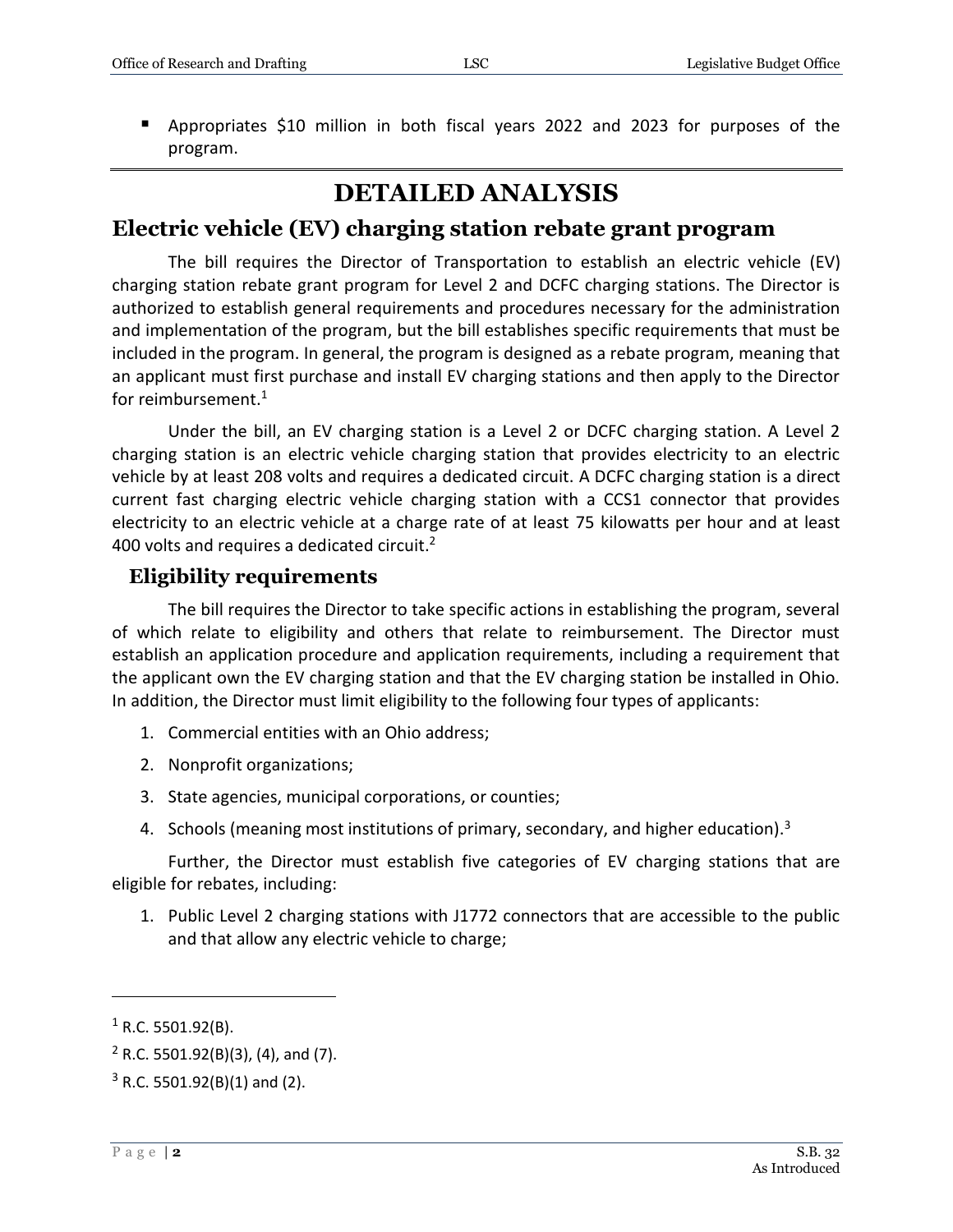- Appropriates $10 million in both fiscal years 2022 and 2023 for purposes of the program.

# DETAILED ANALYSIS

## Electric vehicle (EV) charging station rebate grant program

The bill requires the Director of Transportation to establish an electric vehicle (EV) charging station rebate grant program for Level 2 and DCFC charging stations. The Director is authorized to establish general requirements and procedures necessary for the administration and implementation of the program, but the bill establishes specific requirements that must be included in the program. In general, the program is designed as a rebate program, meaning that an applicant must first purchase and install EV charging stations and then apply to the Director for reimbursement.[1]

Under the bill, an EV charging station is a Level 2 or DCFC charging station. A Level 2 charging station is an electric vehicle charging station that provides electricity to an electric vehicle by at least 208 volts and requires a dedicated circuit. A DCFC charging station is a direct current fast charging electric vehicle charging station with a CCS1 connector that provides electricity to an electric vehicle at a charge rate of at least 75 kilowatts per hour and at least 400 volts and requires a dedicated circuit.[2]

### Eligibility requirements

The bill requires the Director to take specific actions in establishing the program, several of which relate to eligibility and others that relate to reimbursement. The Director must establish an application procedure and application requirements, including a requirement that the applicant own the EV charging station and that the EV charging station be installed in Ohio. In addition, the Director must limit eligibility to the following four types of applicants:

1. Commercial entities with an Ohio address;
2. Nonprofit organizations;
3. State agencies, municipal corporations, or counties;
4. Schools (meaning most institutions of primary, secondary, and higher education).[3]

Further, the Director must establish five categories of EV charging stations that are eligible for rebates, including:

1. Public Level 2 charging stations with J1772 connectors that are accessible to the public and that allow any electric vehicle to charge;

---

[1] R.C. 5501.92(B).

[2] R.C. 5501.92(B)(3), (4), and (7).

[3] R.C. 5501.92(B)(1) and (2).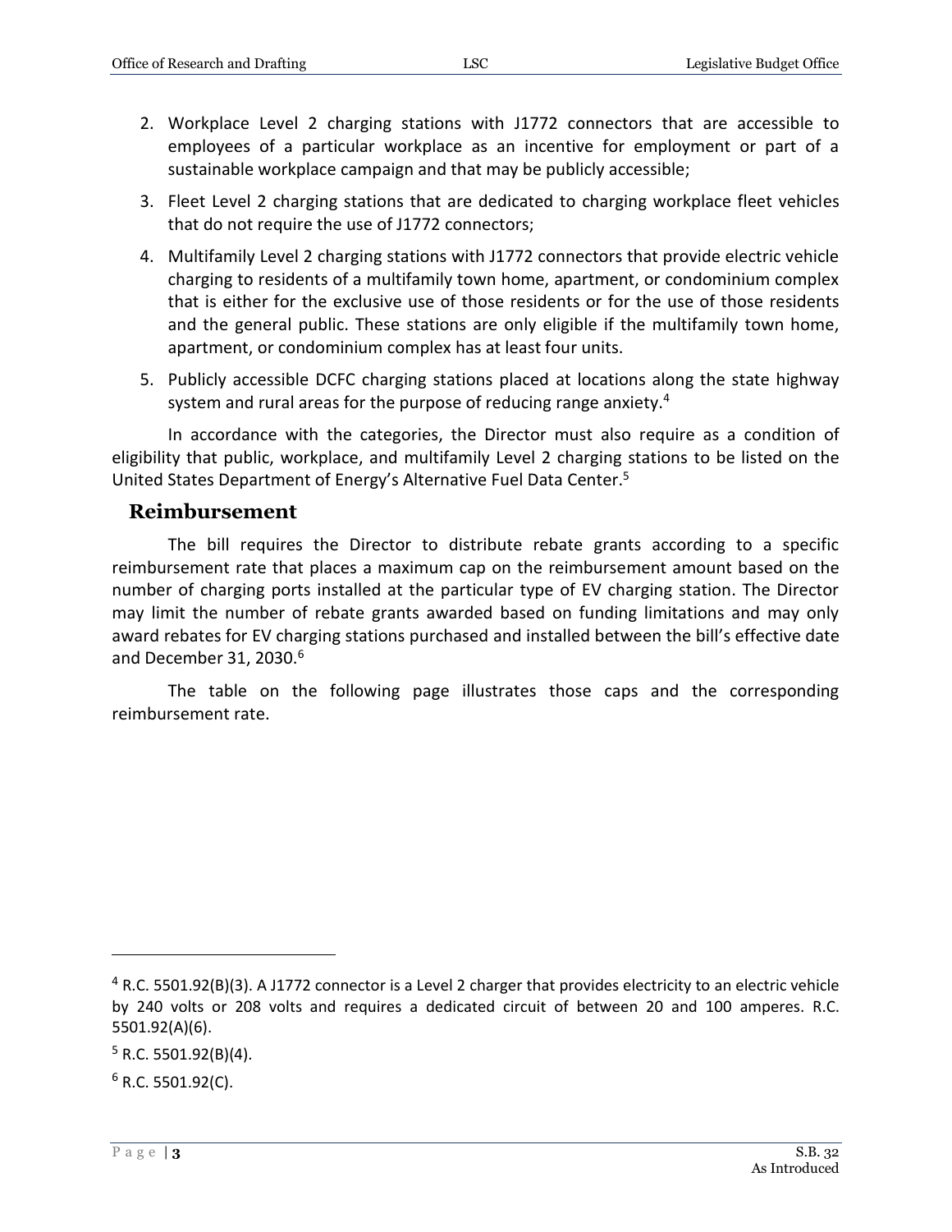2. Workplace Level 2 charging stations with J1772 connectors that are accessible to employees of a particular workplace as an incentive for employment or part of a sustainable workplace campaign and that may be publicly accessible;
3. Fleet Level 2 charging stations that are dedicated to charging workplace fleet vehicles that do not require the use of J1772 connectors;
4. Multifamily Level 2 charging stations with J1772 connectors that provide electric vehicle charging to residents of a multifamily town home, apartment, or condominium complex that is either for the exclusive use of those residents or for the use of those residents and the general public. These stations are only eligible if the multifamily town home, apartment, or condominium complex has at least four units.
5. Publicly accessible DCFC charging stations placed at locations along the state highway system and rural areas for the purpose of reducing range anxiety.[4]

In accordance with the categories, the Director must also require as a condition of eligibility that public, workplace, and multifamily Level 2 charging stations to be listed on the United States Department of Energy's Alternative Fuel Data Center.[5]

## Reimbursement

The bill requires the Director to distribute rebate grants according to a specific reimbursement rate that places a maximum cap on the reimbursement amount based on the number of charging ports installed at the particular type of EV charging station. The Director may limit the number of rebate grants awarded based on funding limitations and may only award rebates for EV charging stations purchased and installed between the bill's effective date and December 31, 2030.[6]

The table on the following page illustrates those caps and the corresponding reimbursement rate.

---

[4] R.C. 5501.92(B)(3). A J1772 connector is a Level 2 charger that provides electricity to an electric vehicle by 240 volts or 208 volts and requires a dedicated circuit of between 20 and 100 amperes. R.C. 5501.92(A)(6).

[5] R.C. 5501.92(B)(4).

[6] R.C. 5501.92(C).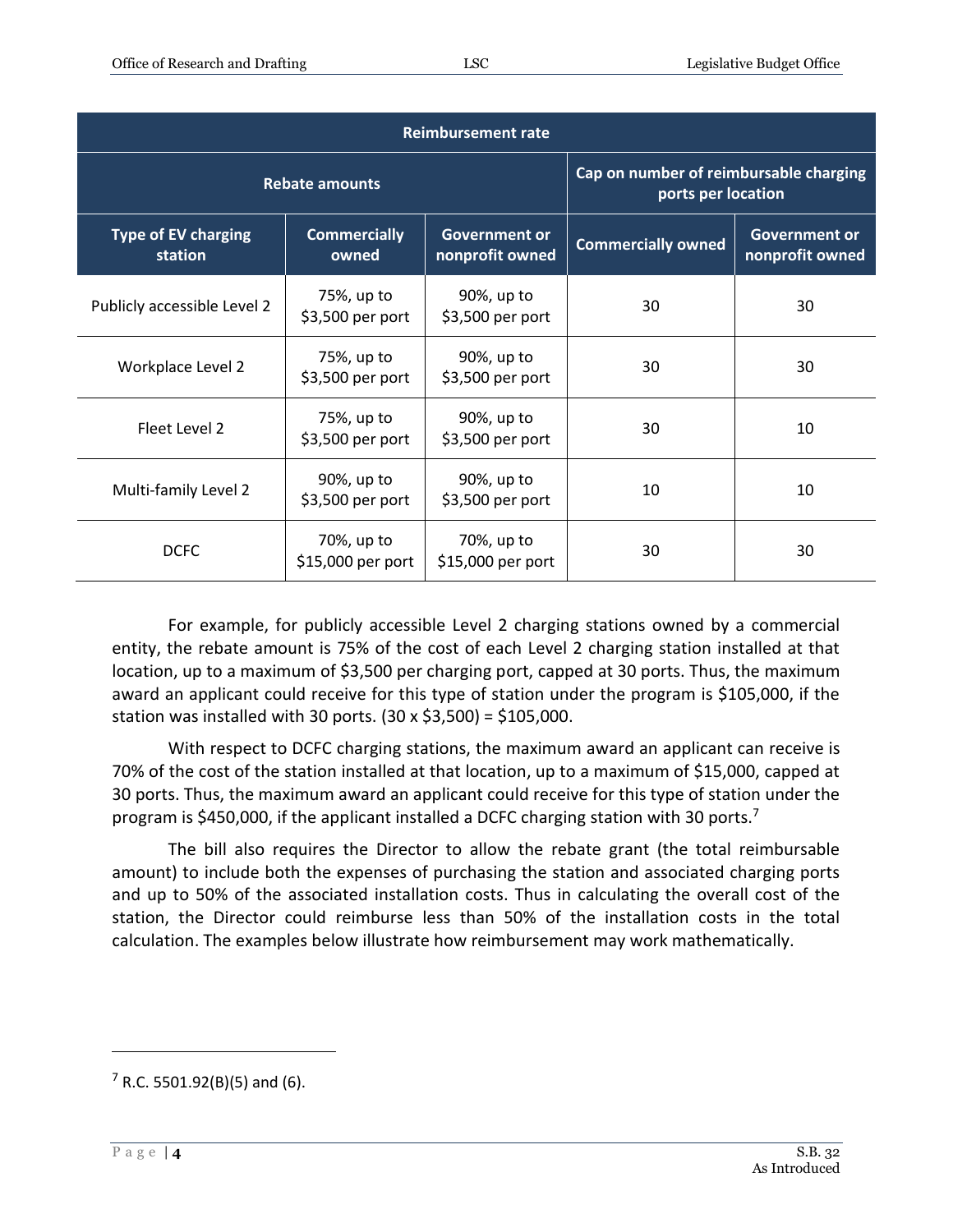| Reimbursement rate | | | | |
|---|---|---|---|---|
| Rebate amounts | | | Cap on number of reimbursable charging ports per location | |
| Type of EV charging station | Commercially owned | Government or nonprofit owned | Commercially owned | Government or nonprofit owned |
| Publicly accessible Level 2 | 75%, up to $3,500 per port | 90%, up to $3,500 per port | 30 | 30 |
| Workplace Level 2 | 75%, up to $3,500 per port | 90%, up to $3,500 per port | 30 | 30 |
| Fleet Level 2 | 75%, up to $3,500 per port | 90%, up to $3,500 per port | 30 | 10 |
| Multi-family Level 2 | 90%, up to $3,500 per port | 90%, up to $3,500 per port | 10 | 10 |
| DCFC | 70%, up to $15,000 per port | 70%, up to $15,000 per port | 30 | 30 |

For example, for publicly accessible Level 2 charging stations owned by a commercial entity, the rebate amount is 75% of the cost of each Level 2 charging station installed at that location, up to a maximum of $3,500 per charging port, capped at 30 ports. Thus, the maximum award an applicant could receive for this type of station under the program is $105,000, if the station was installed with 30 ports. (30 x $3,500) = $105,000.

With respect to DCFC charging stations, the maximum award an applicant can receive is 70% of the cost of the station installed at that location, up to a maximum of $15,000, capped at 30 ports. Thus, the maximum award an applicant could receive for this type of station under the program is $450,000, if the applicant installed a DCFC charging station with 30 ports.[7]

The bill also requires the Director to allow the rebate grant (the total reimbursable amount) to include both the expenses of purchasing the station and associated charging ports and up to 50% of the associated installation costs. Thus in calculating the overall cost of the station, the Director could reimburse less than 50% of the installation costs in the total calculation. The examples below illustrate how reimbursement may work mathematically.

[7] R.C. 5501.92(B)(5) and (6).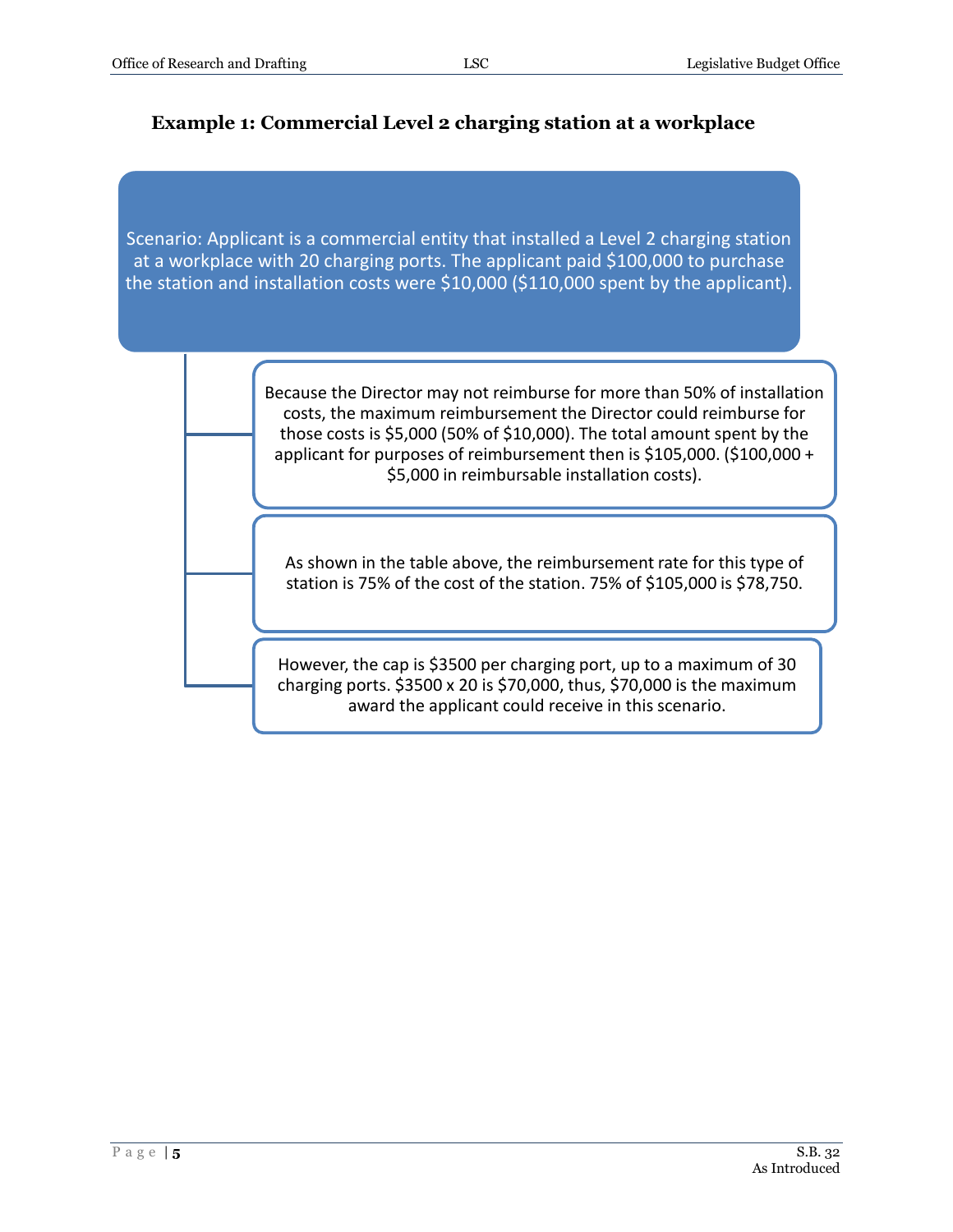### Example 1: Commercial Level 2 charging station at a workplace

Scenario: Applicant is a commercial entity that installed a Level 2 charging station at a workplace with 20 charging ports. The applicant paid $100,000 to purchase the station and installation costs were $10,000 ($110,000 spent by the applicant).

Because the Director may not reimburse for more than 50% of installation costs, the maximum reimbursement the Director could reimburse for those costs is $5,000 (50% of $10,000). The total amount spent by the applicant for purposes of reimbursement then is $105,000. ($100,000 + $5,000 in reimbursable installation costs).

As shown in the table above, the reimbursement rate for this type of station is 75% of the cost of the station. 75% of $105,000 is $78,750.

However, the cap is $3500 per charging port, up to a maximum of 30 charging ports. $3500 x 20 is $70,000, thus, $70,000 is the maximum award the applicant could receive in this scenario.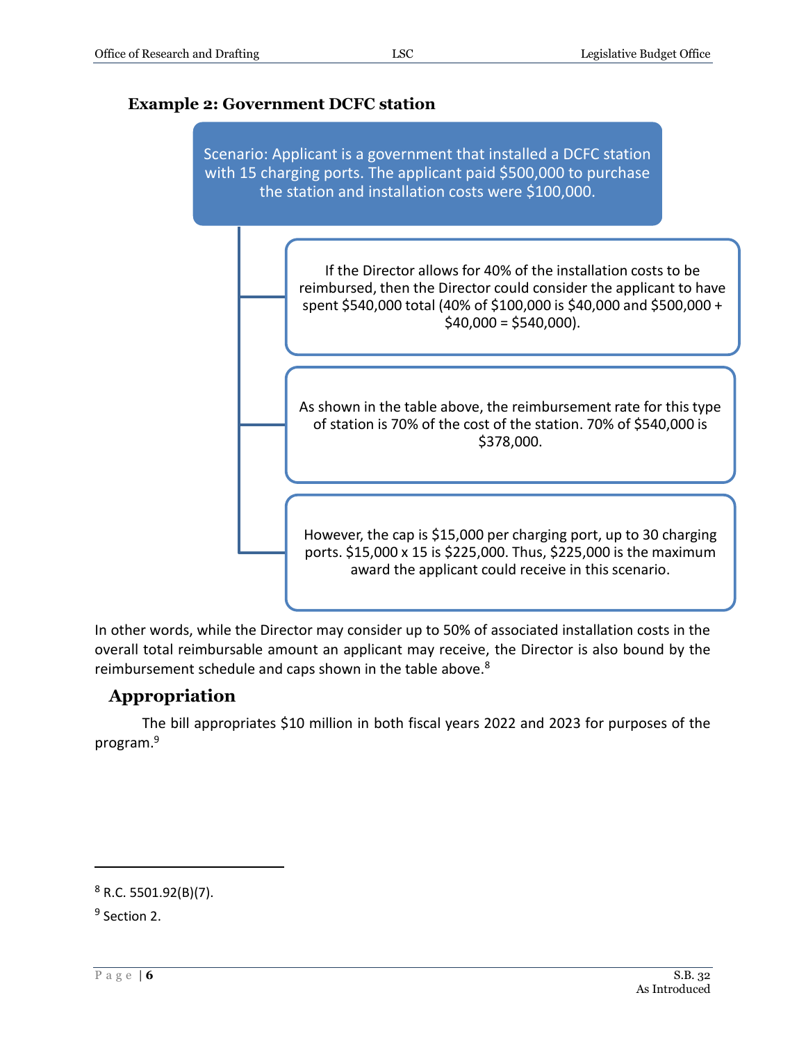### Example 2: Government DCFC station

Scenario: Applicant is a government that installed a DCFC station with 15 charging ports. The applicant paid $500,000 to purchase the station and installation costs were $100,000.

- If the Director allows for 40% of the installation costs to be reimbursed, then the Director could consider the applicant to have spent $540,000 total (40% of $100,000 is $40,000 and $500,000 + $40,000 = $540,000).
- As shown in the table above, the reimbursement rate for this type of station is 70% of the cost of the station. 70% of $540,000 is $378,000.
- However, the cap is $15,000 per charging port, up to 30 charging ports. $15,000 x 15 is $225,000. Thus, $225,000 is the maximum award the applicant could receive in this scenario.

In other words, while the Director may consider up to 50% of associated installation costs in the overall total reimbursable amount an applicant may receive, the Director is also bound by the reimbursement schedule and caps shown in the table above.[8]

## Appropriation

The bill appropriates $10 million in both fiscal years 2022 and 2023 for purposes of the program.[9]

---

[8] R.C. 5501.92(B)(7).

[9] Section 2.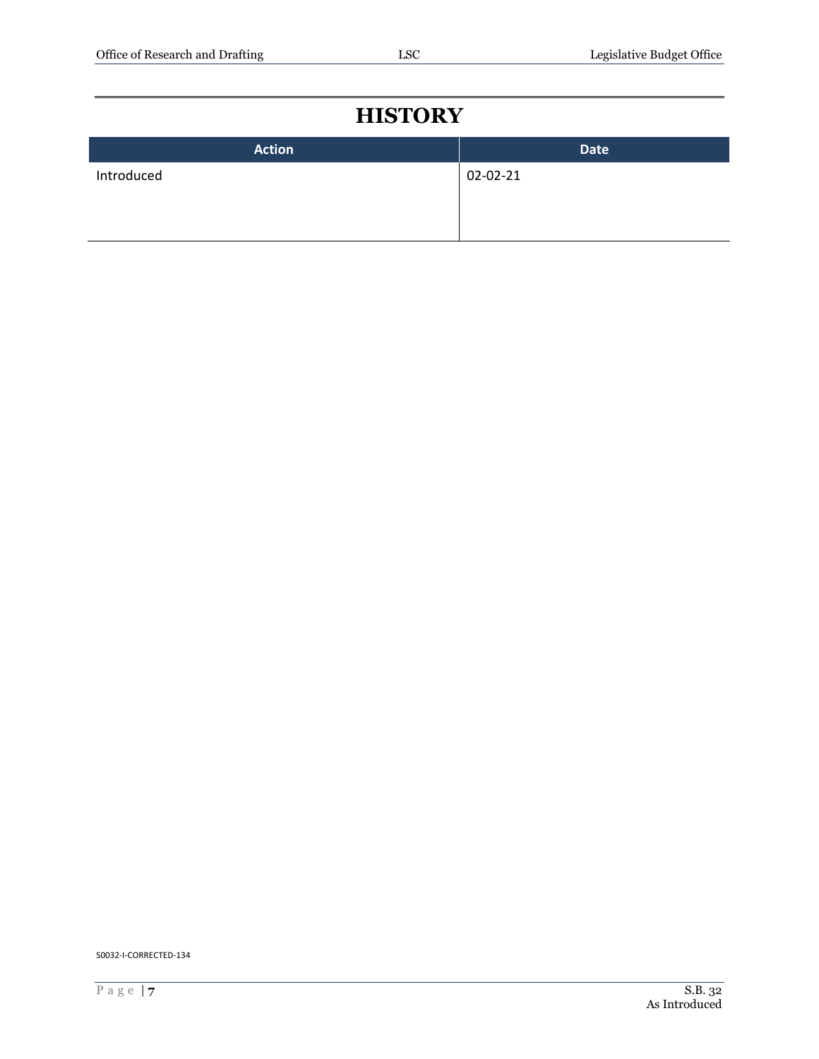# HISTORY

| Action | Date |
|---|---|
| Introduced | 02-02-21 |

S0032-I-CORRECTED-134